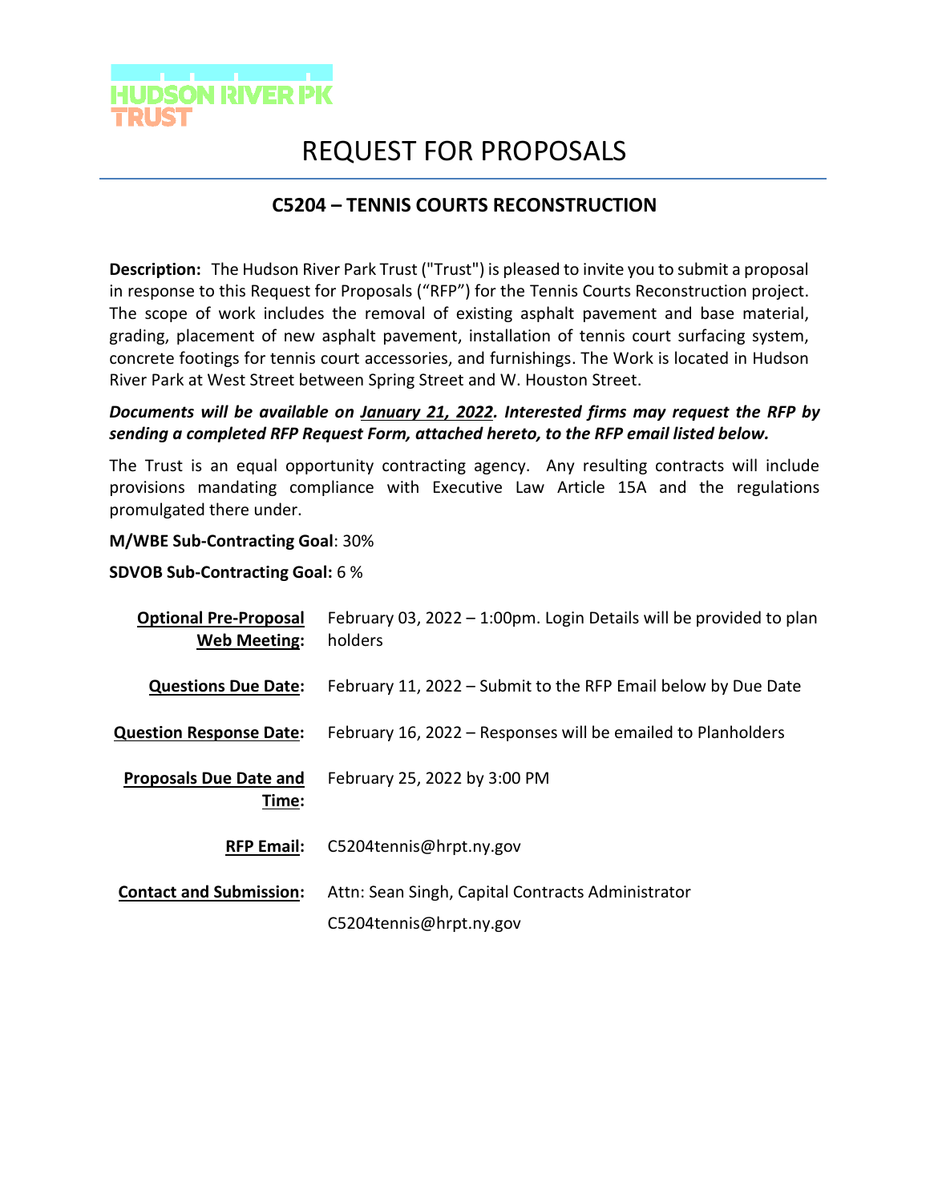HUDSON RIVER PK TRUST

# REQUEST FOR PROPOSALS

## C5204 – TENNIS COURTS RECONSTRUCTION

**Description:** The Hudson River Park Trust ("Trust") is pleased to invite you to submit a proposal in response to this Request for Proposals ("RFP") for the Tennis Courts Reconstruction project. The scope of work includes the removal of existing asphalt pavement and base material, grading, placement of new asphalt pavement, installation of tennis court surfacing system, concrete footings for tennis court accessories, and furnishings. The Work is located in Hudson River Park at West Street between Spring Street and W. Houston Street.

***Documents will be available on January 21, 2022. Interested firms may request the RFP by sending a completed RFP Request Form, attached hereto, to the RFP email listed below.***

The Trust is an equal opportunity contracting agency. Any resulting contracts will include provisions mandating compliance with Executive Law Article 15A and the regulations promulgated there under.

**M/WBE Sub-Contracting Goal**: 30%

**SDVOB Sub-Contracting Goal:** 6 %

| | |
|---|---|
| **Optional Pre-Proposal Web Meeting:** | February 03, 2022 – 1:00pm. Login Details will be provided to plan holders |
| **Questions Due Date:** | February 11, 2022 – Submit to the RFP Email below by Due Date |
| **Question Response Date:** | February 16, 2022 – Responses will be emailed to Planholders |
| **Proposals Due Date and Time:** | February 25, 2022 by 3:00 PM |
| **RFP Email:** | C5204tennis@hrpt.ny.gov |
| **Contact and Submission:** | Attn: Sean Singh, Capital Contracts Administrator<br>C5204tennis@hrpt.ny.gov |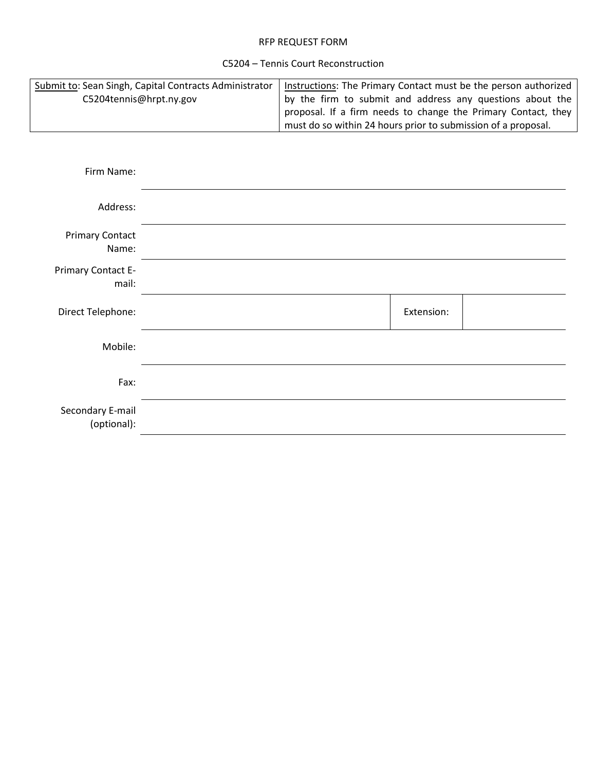RFP REQUEST FORM

C5204 – Tennis Court Reconstruction

| | |
|---|---|
| Submit to: Sean Singh, Capital Contracts Administrator<br>C5204tennis@hrpt.ny.gov | Instructions: The Primary Contact must be the person authorized by the firm to submit and address any questions about the proposal. If a firm needs to change the Primary Contact, they must do so within 24 hours prior to submission of a proposal. |

| | | | |
|---|---|---|---|
| Firm Name: | | | |
| Address: | | | |
| Primary Contact Name: | | | |
| Primary Contact E-mail: | | | |
| Direct Telephone: | | Extension: | |
| Mobile: | | | |
| Fax: | | | |
| Secondary E-mail (optional): | | | |